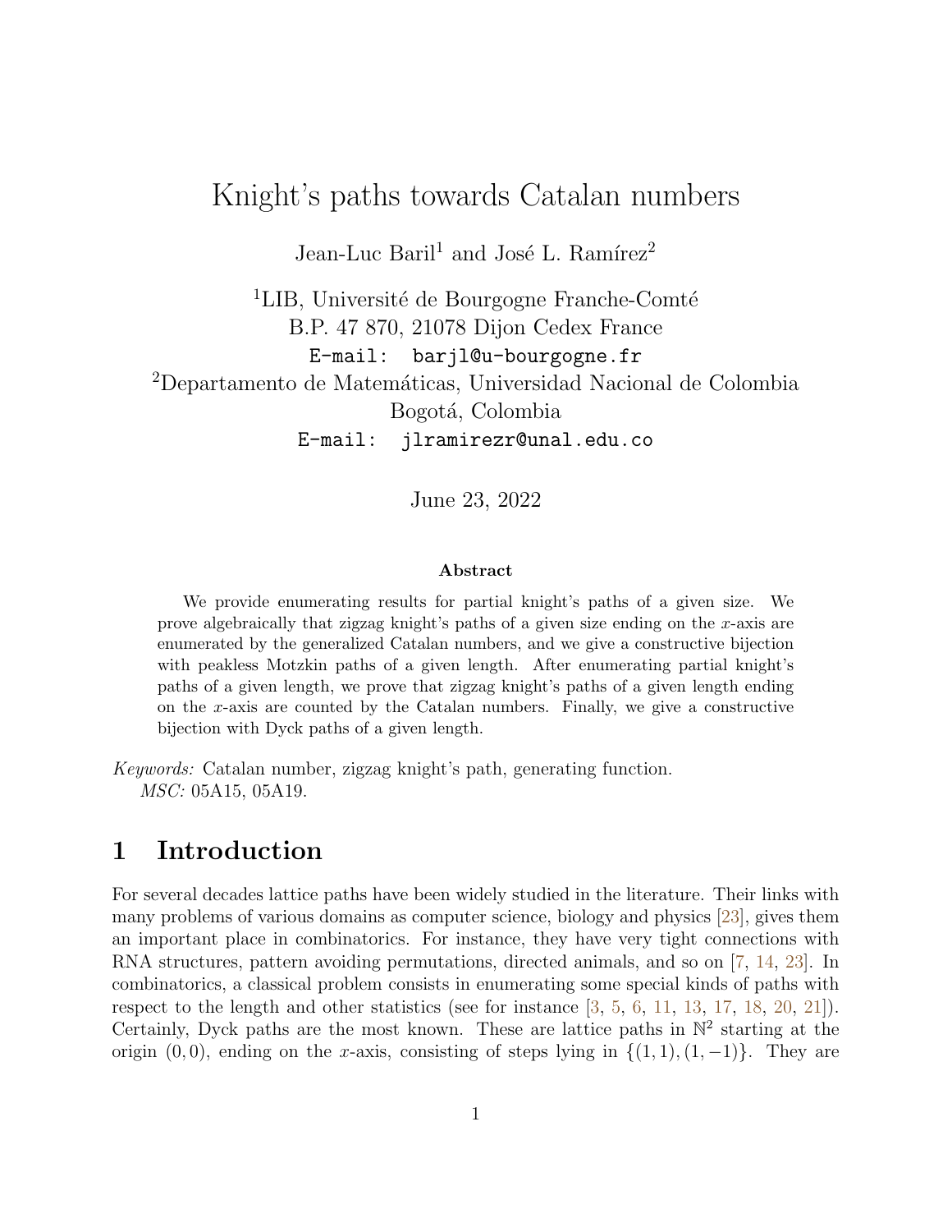# Knight's paths towards Catalan numbers

Jean-Luc Baril[1] and José L. Ramírez[2]

[1]LIB, Université de Bourgogne Franche-Comté
B.P. 47 870, 21078 Dijon Cedex France
E-mail: barjl@u-bourgogne.fr

[2]Departamento de Matemáticas, Universidad Nacional de Colombia
Bogotá, Colombia
E-mail: jlramirezr@unal.edu.co

June 23, 2022

**Abstract**

We provide enumerating results for partial knight's paths of a given size. We prove algebraically that zigzag knight's paths of a given size ending on the $x$-axis are enumerated by the generalized Catalan numbers, and we give a constructive bijection with peakless Motzkin paths of a given length. After enumerating partial knight's paths of a given length, we prove that zigzag knight's paths of a given length ending on the $x$-axis are counted by the Catalan numbers. Finally, we give a constructive bijection with Dyck paths of a given length.

*Keywords:* Catalan number, zigzag knight's path, generating function.
*MSC:* 05A15, 05A19.

## 1 Introduction

For several decades lattice paths have been widely studied in the literature. Their links with many problems of various domains as computer science, biology and physics [23], gives them an important place in combinatorics. For instance, they have very tight connections with RNA structures, pattern avoiding permutations, directed animals, and so on [7, 14, 23]. In combinatorics, a classical problem consists in enumerating some special kinds of paths with respect to the length and other statistics (see for instance [3, 5, 6, 11, 13, 17, 18, 20, 21]). Certainly, Dyck paths are the most known. These are lattice paths in $\mathbb{N}^2$ starting at the origin $(0,0)$, ending on the $x$-axis, consisting of steps lying in $\{(1,1),(1,-1)\}$. They are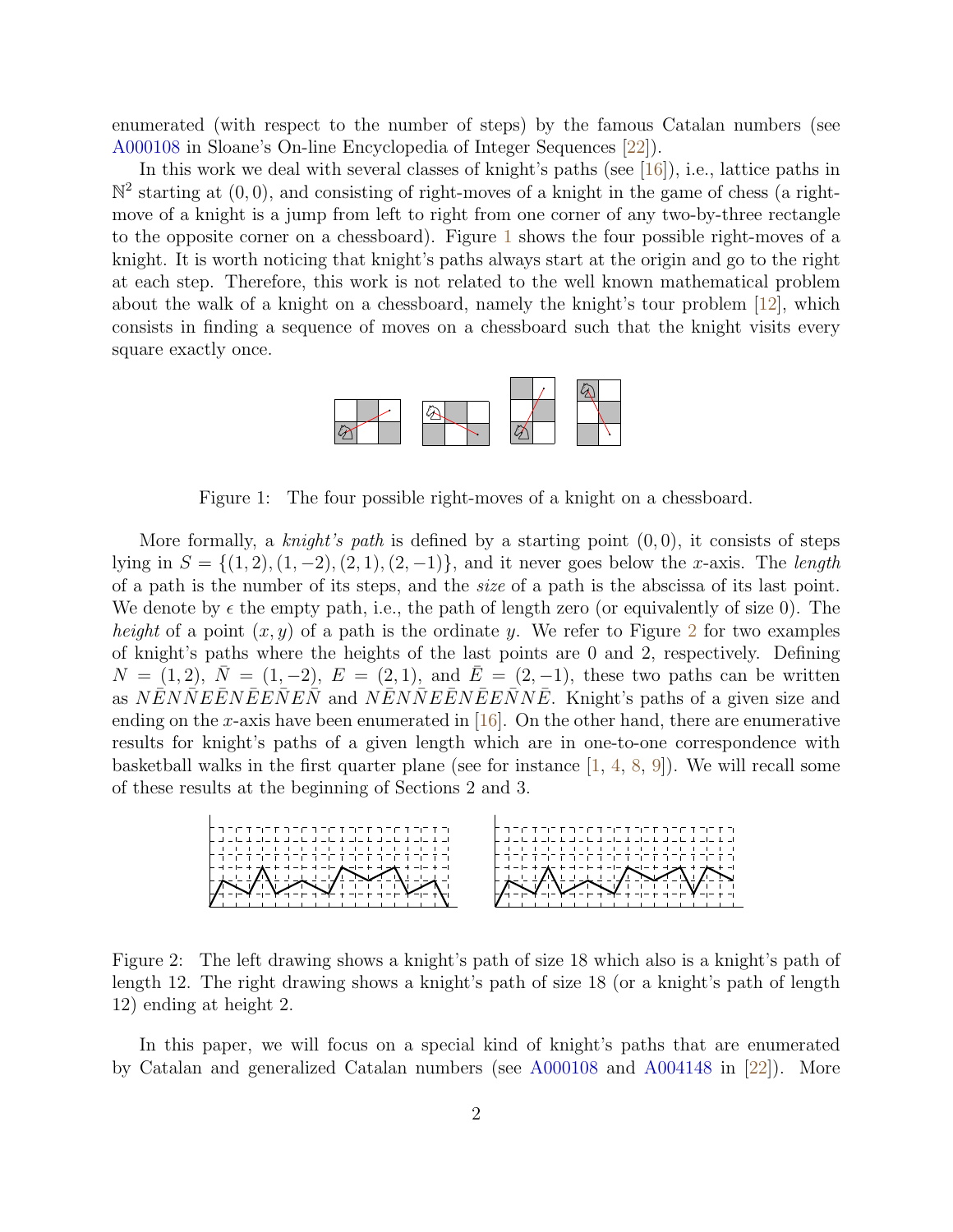enumerated (with respect to the number of steps) by the famous Catalan numbers (see A000108 in Sloane's On-line Encyclopedia of Integer Sequences [22]).

In this work we deal with several classes of knight's paths (see [16]), i.e., lattice paths in $\mathbb{N}^2$ starting at $(0,0)$, and consisting of right-moves of a knight in the game of chess (a right-move of a knight is a jump from left to right from one corner of any two-by-three rectangle to the opposite corner on a chessboard). Figure 1 shows the four possible right-moves of a knight. It is worth noticing that knight's paths always start at the origin and go to the right at each step. Therefore, this work is not related to the well known mathematical problem about the walk of a knight on a chessboard, namely the knight's tour problem [12], which consists in finding a sequence of moves on a chessboard such that the knight visits every square exactly once.

Figure 1: The four possible right-moves of a knight on a chessboard.

More formally, a *knight's path* is defined by a starting point $(0,0)$, it consists of steps lying in $S = \{(1,2),(1,-2),(2,1),(2,-1)\}$, and it never goes below the $x$-axis. The *length* of a path is the number of its steps, and the *size* of a path is the abscissa of its last point. We denote by $\epsilon$ the empty path, i.e., the path of length zero (or equivalently of size 0). The *height* of a point $(x,y)$ of a path is the ordinate $y$. We refer to Figure 2 for two examples of knight's paths where the heights of the last points are 0 and 2, respectively. Defining $N = (1,2)$, $\bar{N} = (1,-2)$, $E = (2,1)$, and $\bar{E} = (2,-1)$, these two paths can be written as $N\bar{E}N\bar{N}E\bar{E}N\bar{E}\bar{E}\bar{N}EN\bar{N}$ and $N\bar{E}N\bar{N}E\bar{E}N\bar{E}\bar{E}\bar{N}N\bar{E}$. Knight's paths of a given size and ending on the $x$-axis have been enumerated in [16]. On the other hand, there are enumerative results for knight's paths of a given length which are in one-to-one correspondence with basketball walks in the first quarter plane (see for instance [1, 4, 8, 9]). We will recall some of these results at the beginning of Sections 2 and 3.

Figure 2: The left drawing shows a knight's path of size 18 which also is a knight's path of length 12. The right drawing shows a knight's path of size 18 (or a knight's path of length 12) ending at height 2.

In this paper, we will focus on a special kind of knight's paths that are enumerated by Catalan and generalized Catalan numbers (see A000108 and A004148 in [22]). More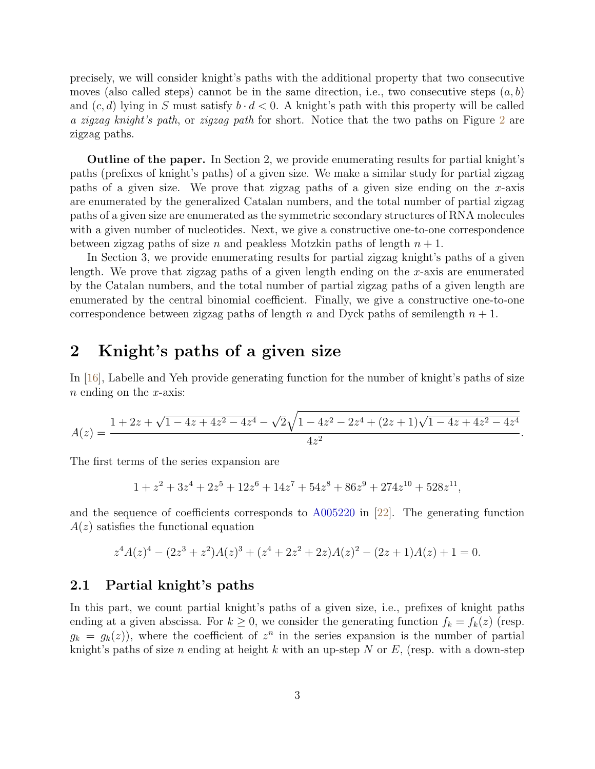precisely, we will consider knight's paths with the additional property that two consecutive moves (also called steps) cannot be in the same direction, i.e., two consecutive steps $(a, b)$ and $(c, d)$ lying in $S$ must satisfy $b \cdot d < 0$. A knight's path with this property will be called *a zigzag knight's path*, or *zigzag path* for short. Notice that the two paths on Figure 2 are zigzag paths.

**Outline of the paper.** In Section 2, we provide enumerating results for partial knight's paths (prefixes of knight's paths) of a given size. We make a similar study for partial zigzag paths of a given size. We prove that zigzag paths of a given size ending on the $x$-axis are enumerated by the generalized Catalan numbers, and the total number of partial zigzag paths of a given size are enumerated as the symmetric secondary structures of RNA molecules with a given number of nucleotides. Next, we give a constructive one-to-one correspondence between zigzag paths of size $n$ and peakless Motzkin paths of length $n+1$.

In Section 3, we provide enumerating results for partial zigzag knight's paths of a given length. We prove that zigzag paths of a given length ending on the $x$-axis are enumerated by the Catalan numbers, and the total number of partial zigzag paths of a given length are enumerated by the central binomial coefficient. Finally, we give a constructive one-to-one correspondence between zigzag paths of length $n$ and Dyck paths of semilength $n+1$.

## 2 Knight's paths of a given size

In [16], Labelle and Yeh provide generating function for the number of knight's paths of size $n$ ending on the $x$-axis:

$$A(z) = \frac{1 + 2z + \sqrt{1 - 4z + 4z^2 - 4z^4} - \sqrt{2}\sqrt{1 - 4z^2 - 2z^4 + (2z+1)\sqrt{1 - 4z + 4z^2 - 4z^4}}}{4z^2}.$$

The first terms of the series expansion are

$$1 + z^2 + 3z^4 + 2z^5 + 12z^6 + 14z^7 + 54z^8 + 86z^9 + 274z^{10} + 528z^{11},$$

and the sequence of coefficients corresponds to A005220 in [22]. The generating function $A(z)$ satisfies the functional equation

$$z^4 A(z)^4 - (2z^3 + z^2)A(z)^3 + (z^4 + 2z^2 + 2z)A(z)^2 - (2z+1)A(z) + 1 = 0.$$

### 2.1 Partial knight's paths

In this part, we count partial knight's paths of a given size, i.e., prefixes of knight paths ending at a given abscissa. For $k \geq 0$, we consider the generating function $f_k = f_k(z)$ (resp. $g_k = g_k(z)$), where the coefficient of $z^n$ in the series expansion is the number of partial knight's paths of size $n$ ending at height $k$ with an up-step $N$ or $E$, (resp. with a down-step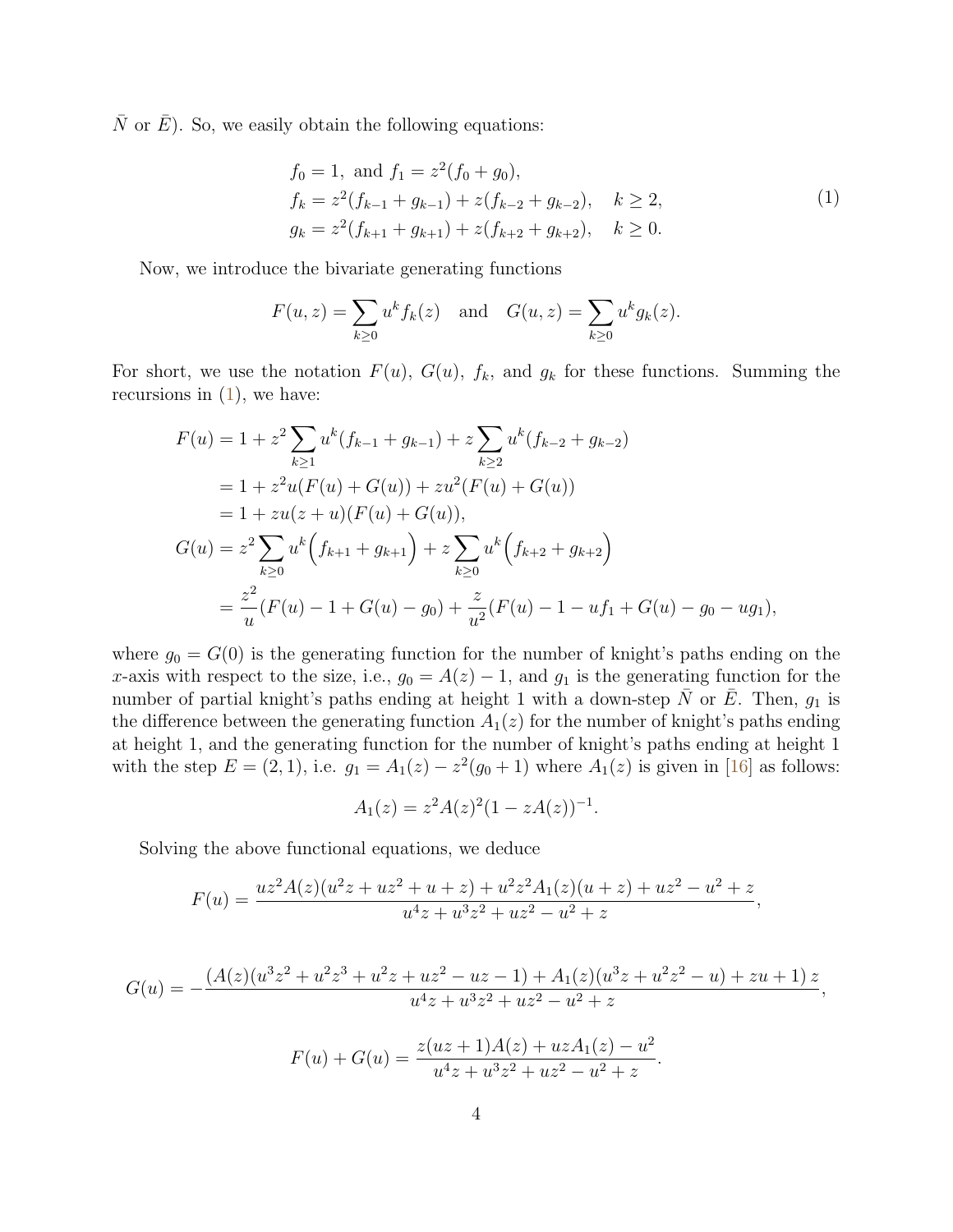$\bar{N}$ or $\bar{E}$). So, we easily obtain the following equations:

$$
\begin{aligned}
&f_0 = 1, \text{ and } f_1 = z^2(f_0 + g_0), \\
&f_k = z^2(f_{k-1} + g_{k-1}) + z(f_{k-2} + g_{k-2}), \quad k \geq 2, \\
&g_k = z^2(f_{k+1} + g_{k+1}) + z(f_{k+2} + g_{k+2}), \quad k \geq 0.
\end{aligned}
\tag{1}
$$

Now, we introduce the bivariate generating functions

$$F(u, z) = \sum_{k \geq 0} u^k f_k(z) \quad \text{and} \quad G(u, z) = \sum_{k \geq 0} u^k g_k(z).$$

For short, we use the notation $F(u)$, $G(u)$, $f_k$, and $g_k$ for these functions. Summing the recursions in (1), we have:

$$
\begin{aligned}
F(u) &= 1 + z^2 \sum_{k \geq 1} u^k (f_{k-1} + g_{k-1}) + z \sum_{k \geq 2} u^k (f_{k-2} + g_{k-2}) \\
&= 1 + z^2 u(F(u) + G(u)) + zu^2(F(u) + G(u)) \\
&= 1 + zu(z + u)(F(u) + G(u)), \\
G(u) &= z^2 \sum_{k \geq 0} u^k \Big( f_{k+1} + g_{k+1} \Big) + z \sum_{k \geq 0} u^k \Big( f_{k+2} + g_{k+2} \Big) \\
&= \frac{z^2}{u}(F(u) - 1 + G(u) - g_0) + \frac{z}{u^2}(F(u) - 1 - uf_1 + G(u) - g_0 - ug_1),
\end{aligned}
$$

where $g_0 = G(0)$ is the generating function for the number of knight's paths ending on the $x$-axis with respect to the size, i.e., $g_0 = A(z) - 1$, and $g_1$ is the generating function for the number of partial knight's paths ending at height 1 with a down-step $\bar{N}$ or $\bar{E}$. Then, $g_1$ is the difference between the generating function $A_1(z)$ for the number of knight's paths ending at height 1, and the generating function for the number of knight's paths ending at height 1 with the step $E = (2, 1)$, i.e. $g_1 = A_1(z) - z^2(g_0 + 1)$ where $A_1(z)$ is given in [16] as follows:

$$A_1(z) = z^2 A(z)^2 (1 - zA(z))^{-1}.$$

Solving the above functional equations, we deduce

$$F(u) = \frac{uz^2 A(z)(u^2 z + uz^2 + u + z) + u^2 z^2 A_1(z)(u + z) + uz^2 - u^2 + z}{u^4 z + u^3 z^2 + uz^2 - u^2 + z},$$

$$G(u) = -\frac{(A(z)(u^3 z^2 + u^2 z^3 + u^2 z + uz^2 - uz - 1) + A_1(z)(u^3 z + u^2 z^2 - u) + zu + 1)\, z}{u^4 z + u^3 z^2 + uz^2 - u^2 + z},$$

$$F(u) + G(u) = \frac{z(uz + 1)A(z) + uzA_1(z) - u^2}{u^4 z + u^3 z^2 + uz^2 - u^2 + z}.$$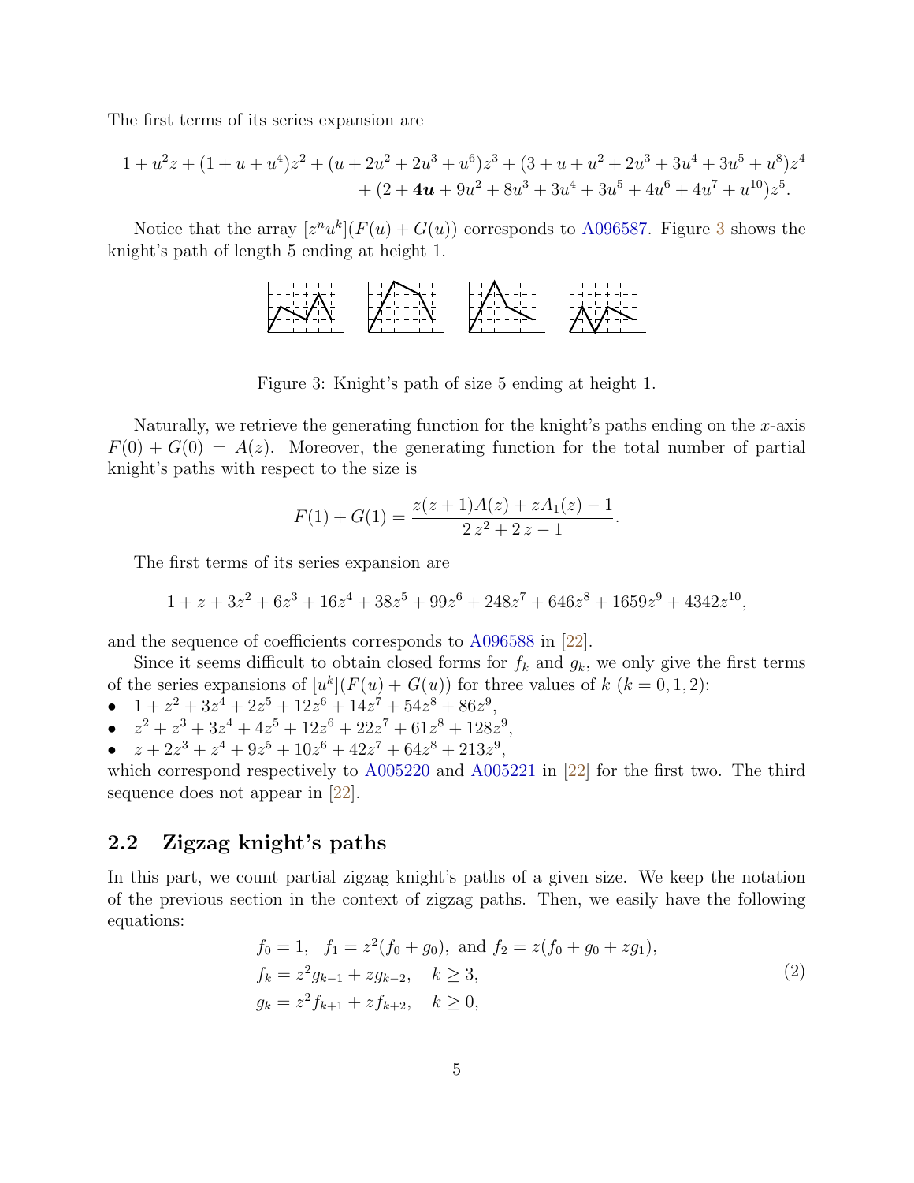The first terms of its series expansion are

$$1 + u^2 z + (1 + u + u^4)z^2 + (u + 2u^2 + 2u^3 + u^6)z^3 + (3 + u + u^2 + 2u^3 + 3u^4 + 3u^5 + u^8)z^4 + (2 + \boldsymbol{4u} + 9u^2 + 8u^3 + 3u^4 + 3u^5 + 4u^6 + 4u^7 + u^{10})z^5.$$

Notice that the array $[z^n u^k](F(u) + G(u))$ corresponds to A096587. Figure 3 shows the knight's path of length 5 ending at height 1.

Figure 3: Knight's path of size 5 ending at height 1.

Naturally, we retrieve the generating function for the knight's paths ending on the $x$-axis $F(0) + G(0) = A(z)$. Moreover, the generating function for the total number of partial knight's paths with respect to the size is

$$F(1) + G(1) = \frac{z(z+1)A(z) + zA_1(z) - 1}{2\,z^2 + 2\,z - 1}.$$

The first terms of its series expansion are

$$1 + z + 3z^2 + 6z^3 + 16z^4 + 38z^5 + 99z^6 + 248z^7 + 646z^8 + 1659z^9 + 4342z^{10},$$

and the sequence of coefficients corresponds to A096588 in [22].

Since it seems difficult to obtain closed forms for $f_k$ and $g_k$, we only give the first terms of the series expansions of $[u^k](F(u) + G(u))$ for three values of $k$ ($k = 0, 1, 2$):

- $1 + z^2 + 3z^4 + 2z^5 + 12z^6 + 14z^7 + 54z^8 + 86z^9$,
- $z^2 + z^3 + 3z^4 + 4z^5 + 12z^6 + 22z^7 + 61z^8 + 128z^9$,
- $z + 2z^3 + z^4 + 9z^5 + 10z^6 + 42z^7 + 64z^8 + 213z^9$,

which correspond respectively to A005220 and A005221 in [22] for the first two. The third sequence does not appear in [22].

## 2.2 Zigzag knight's paths

In this part, we count partial zigzag knight's paths of a given size. We keep the notation of the previous section in the context of zigzag paths. Then, we easily have the following equations:

$$\begin{aligned} &f_0 = 1, \quad f_1 = z^2(f_0 + g_0), \text{ and } f_2 = z(f_0 + g_0 + zg_1), \\ &f_k = z^2 g_{k-1} + z g_{k-2}, \quad k \geq 3, \\ &g_k = z^2 f_{k+1} + z f_{k+2}, \quad k \geq 0, \end{aligned} \tag{2}$$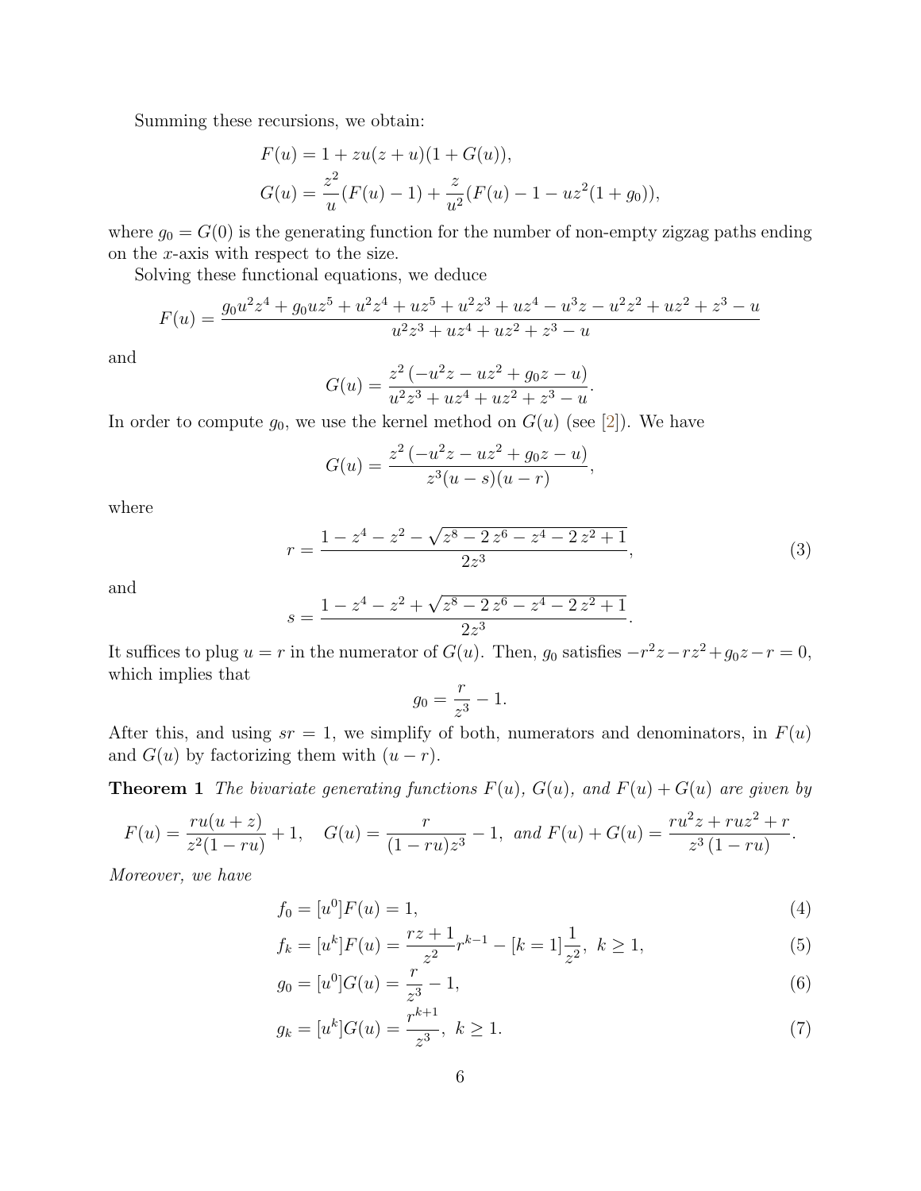Summing these recursions, we obtain:

$$
\begin{aligned}
F(u) &= 1 + zu(z+u)(1+G(u)), \\
G(u) &= \frac{z^2}{u}(F(u)-1) + \frac{z}{u^2}(F(u) - 1 - uz^2(1+g_0)),
\end{aligned}
$$

where $g_0 = G(0)$ is the generating function for the number of non-empty zigzag paths ending on the $x$-axis with respect to the size.

Solving these functional equations, we deduce

$$
F(u) = \frac{g_0u^2z^4 + g_0uz^5 + u^2z^4 + uz^5 + u^2z^3 + uz^4 - u^3z - u^2z^2 + uz^2 + z^3 - u}{u^2z^3 + uz^4 + uz^2 + z^3 - u}
$$

and

$$
G(u) = \frac{z^2\left(-u^2z - uz^2 + g_0z - u\right)}{u^2z^3 + uz^4 + uz^2 + z^3 - u}.
$$

In order to compute $g_0$, we use the kernel method on $G(u)$ (see [2]). We have

$$
G(u) = \frac{z^2\left(-u^2z - uz^2 + g_0z - u\right)}{z^3(u-s)(u-r)},
$$

where

$$
r = \frac{1 - z^4 - z^2 - \sqrt{z^8 - 2\,z^6 - z^4 - 2\,z^2 + 1}}{2z^3}, \tag{3}
$$

and

$$
s = \frac{1 - z^4 - z^2 + \sqrt{z^8 - 2\,z^6 - z^4 - 2\,z^2 + 1}}{2z^3}.
$$

It suffices to plug $u = r$ in the numerator of $G(u)$. Then, $g_0$ satisfies $-r^2z - rz^2 + g_0z - r = 0$, which implies that

$$
g_0 = \frac{r}{z^3} - 1.
$$

After this, and using $sr = 1$, we simplify of both, numerators and denominators, in $F(u)$ and $G(u)$ by factorizing them with $(u - r)$.

**Theorem 1** *The bivariate generating functions $F(u)$, $G(u)$, and $F(u) + G(u)$ are given by*

$$
F(u) = \frac{ru(u+z)}{z^2(1-ru)} + 1, \quad G(u) = \frac{r}{(1-ru)z^3} - 1, \text{ and } F(u) + G(u) = \frac{ru^2z + ruz^2 + r}{z^3\,(1-ru)}.
$$

*Moreover, we have*

$$
f_0 = [u^0]F(u) = 1, \tag{4}
$$

$$
f_k = [u^k]F(u) = \frac{rz+1}{z^2}r^{k-1} - [k=1]\frac{1}{z^2},\ k \geq 1, \tag{5}
$$

$$
g_0 = [u^0]G(u) = \frac{r}{z^3} - 1, \tag{6}
$$

$$
g_k = [u^k]G(u) = \frac{r^{k+1}}{z^3},\ k \geq 1. \tag{7}
$$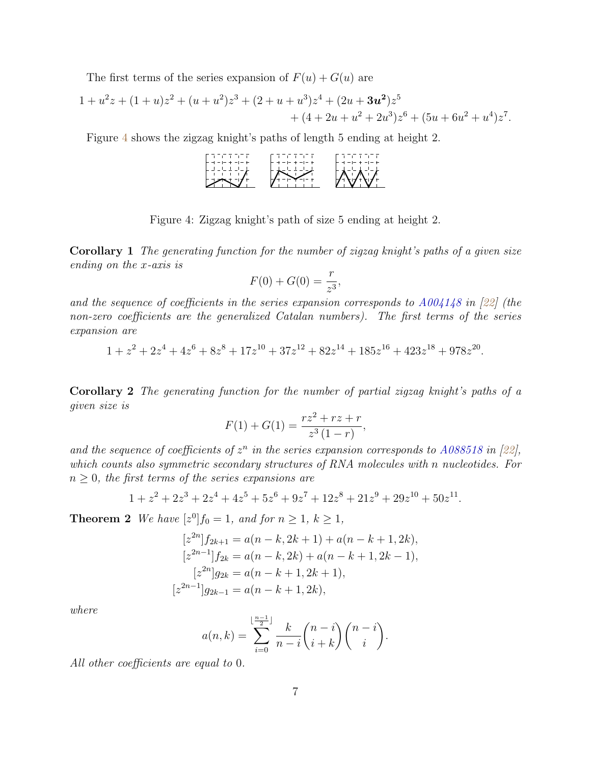The first terms of the series expansion of $F(u) + G(u)$ are

$$1 + u^2 z + (1+u)z^2 + (u+u^2)z^3 + (2+u+u^3)z^4 + (2u + \boldsymbol{3u^2})z^5 + (4 + 2u + u^2 + 2u^3)z^6 + (5u + 6u^2 + u^4)z^7.$$

Figure 4 shows the zigzag knight's paths of length 5 ending at height 2.

Figure 4: Zigzag knight's path of size 5 ending at height 2.

**Corollary 1** *The generating function for the number of zigzag knight's paths of a given size ending on the x-axis is*

$$F(0) + G(0) = \frac{r}{z^3},$$

*and the sequence of coefficients in the series expansion corresponds to A004148 in [22] (the non-zero coefficients are the generalized Catalan numbers). The first terms of the series expansion are*

$$1 + z^2 + 2z^4 + 4z^6 + 8z^8 + 17z^{10} + 37z^{12} + 82z^{14} + 185z^{16} + 423z^{18} + 978z^{20}.$$

**Corollary 2** *The generating function for the number of partial zigzag knight's paths of a given size is*

$$F(1) + G(1) = \frac{rz^2 + rz + r}{z^3(1-r)},$$

*and the sequence of coefficients of $z^n$ in the series expansion corresponds to A088518 in [22], which counts also symmetric secondary structures of RNA molecules with n nucleotides. For $n \geq 0$, the first terms of the series expansions are*

$$1 + z^2 + 2z^3 + 2z^4 + 4z^5 + 5z^6 + 9z^7 + 12z^8 + 21z^9 + 29z^{10} + 50z^{11}.$$

**Theorem 2** *We have $[z^0]f_0 = 1$, and for $n \geq 1$, $k \geq 1$,*

$$\begin{aligned}
[z^{2n}]f_{2k+1} &= a(n-k, 2k+1) + a(n-k+1, 2k),\\
[z^{2n-1}]f_{2k} &= a(n-k, 2k) + a(n-k+1, 2k-1),\\
[z^{2n}]g_{2k} &= a(n-k+1, 2k+1),\\
[z^{2n-1}]g_{2k-1} &= a(n-k+1, 2k),
\end{aligned}$$

*where*

$$a(n,k) = \sum_{i=0}^{\lfloor \frac{n-1}{2} \rfloor} \frac{k}{n-i}\binom{n-i}{i+k}\binom{n-i}{i}.$$

*All other coefficients are equal to 0.*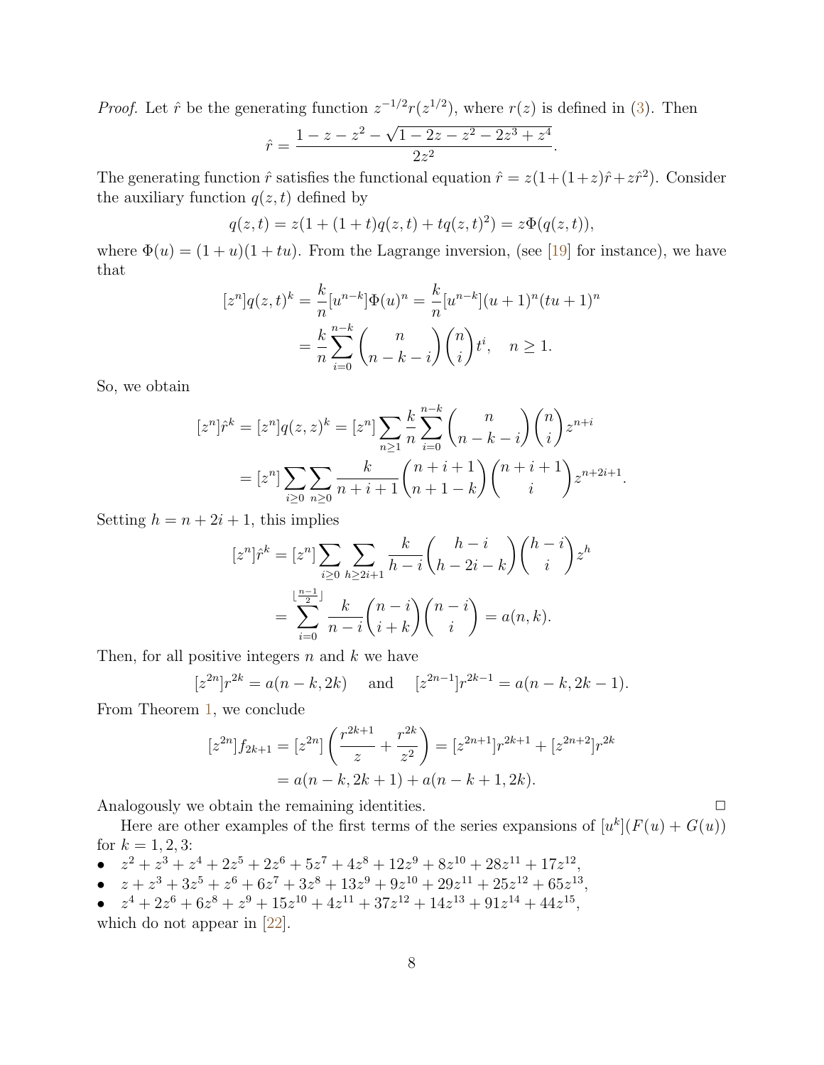*Proof.* Let $\hat{r}$ be the generating function $z^{-1/2}r(z^{1/2})$, where $r(z)$ is defined in (3). Then

$$\hat{r} = \frac{1 - z - z^2 - \sqrt{1 - 2z - z^2 - 2z^3 + z^4}}{2z^2}.$$

The generating function $\hat{r}$ satisfies the functional equation $\hat{r} = z(1+(1+z)\hat{r}+z\hat{r}^2)$. Consider the auxiliary function $q(z,t)$ defined by

$$q(z,t) = z(1 + (1+t)q(z,t) + tq(z,t)^2) = z\Phi(q(z,t)),$$

where $\Phi(u) = (1+u)(1+tu)$. From the Lagrange inversion, (see [19] for instance), we have that

$$[z^n]q(z,t)^k = \frac{k}{n}[u^{n-k}]\Phi(u)^n = \frac{k}{n}[u^{n-k}](u+1)^n(tu+1)^n$$
$$= \frac{k}{n}\sum_{i=0}^{n-k}\binom{n}{n-k-i}\binom{n}{i}t^i, \quad n \geq 1.$$

So, we obtain

$$[z^n]\hat{r}^k = [z^n]q(z,z)^k = [z^n]\sum_{n\geq 1}\frac{k}{n}\sum_{i=0}^{n-k}\binom{n}{n-k-i}\binom{n}{i}z^{n+i}$$
$$= [z^n]\sum_{i\geq 0}\sum_{n\geq 0}\frac{k}{n+i+1}\binom{n+i+1}{n+1-k}\binom{n+i+1}{i}z^{n+2i+1}.$$

Setting $h = n+2i+1$, this implies

$$[z^n]\hat{r}^k = [z^n]\sum_{i\geq 0}\sum_{h\geq 2i+1}\frac{k}{h-i}\binom{h-i}{h-2i-k}\binom{h-i}{i}z^h$$
$$= \sum_{i=0}^{\lfloor\frac{n-1}{2}\rfloor}\frac{k}{n-i}\binom{n-i}{i+k}\binom{n-i}{i} = a(n,k).$$

Then, for all positive integers $n$ and $k$ we have

$$[z^{2n}]r^{2k} = a(n-k, 2k) \quad \text{ and } \quad [z^{2n-1}]r^{2k-1} = a(n-k, 2k-1).$$

From Theorem 1, we conclude

$$[z^{2n}]f_{2k+1} = [z^{2n}]\left(\frac{r^{2k+1}}{z} + \frac{r^{2k}}{z^2}\right) = [z^{2n+1}]r^{2k+1} + [z^{2n+2}]r^{2k}$$
$$= a(n-k, 2k+1) + a(n-k+1, 2k).$$

Analogously we obtain the remaining identities. □

Here are other examples of the first terms of the series expansions of $[u^k](F(u) + G(u))$ for $k = 1, 2, 3$:

- $z^2 + z^3 + z^4 + 2z^5 + 2z^6 + 5z^7 + 4z^8 + 12z^9 + 8z^{10} + 28z^{11} + 17z^{12}$,
- $z + z^3 + 3z^5 + z^6 + 6z^7 + 3z^8 + 13z^9 + 9z^{10} + 29z^{11} + 25z^{12} + 65z^{13}$,
- $z^4 + 2z^6 + 6z^8 + z^9 + 15z^{10} + 4z^{11} + 37z^{12} + 14z^{13} + 91z^{14} + 44z^{15}$,

which do not appear in [22].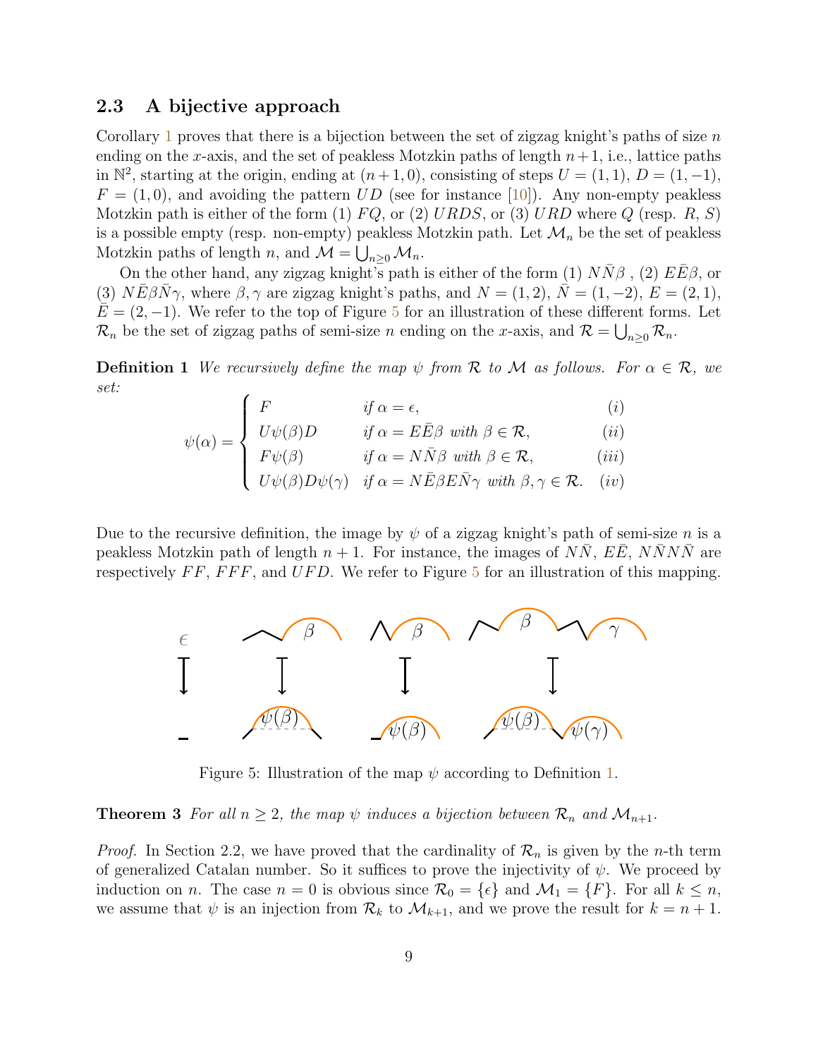### 2.3 A bijective approach

Corollary 1 proves that there is a bijection between the set of zigzag knight's paths of size $n$ ending on the $x$-axis, and the set of peakless Motzkin paths of length $n+1$, i.e., lattice paths in $\mathbb{N}^2$, starting at the origin, ending at $(n+1, 0)$, consisting of steps $U = (1, 1)$, $D = (1, -1)$, $F = (1, 0)$, and avoiding the pattern $UD$ (see for instance [10]). Any non-empty peakless Motzkin path is either of the form (1) $FQ$, or (2) $URDS$, or (3) $URD$ where $Q$ (resp. $R$, $S$) is a possible empty (resp. non-empty) peakless Motzkin path. Let $\mathcal{M}_n$ be the set of peakless Motzkin paths of length $n$, and $\mathcal{M} = \bigcup_{n\geq 0} \mathcal{M}_n$.

On the other hand, any zigzag knight's path is either of the form (1) $N\bar{N}\beta$ , (2) $E\bar{E}\beta$, or (3) $N\bar{E}\beta\bar{N}\gamma$, where $\beta, \gamma$ are zigzag knight's paths, and $N = (1, 2)$, $\bar{N} = (1, -2)$, $E = (2, 1)$, $\bar{E} = (2, -1)$. We refer to the top of Figure 5 for an illustration of these different forms. Let $\mathcal{R}_n$ be the set of zigzag paths of semi-size $n$ ending on the $x$-axis, and $\mathcal{R} = \bigcup_{n\geq 0} \mathcal{R}_n$.

**Definition 1** *We recursively define the map $\psi$ from $\mathcal{R}$ to $\mathcal{M}$ as follows. For $\alpha \in \mathcal{R}$, we set:*

$$\psi(\alpha) = \begin{cases} F & \text{if } \alpha = \epsilon, & (i) \\ U\psi(\beta)D & \text{if } \alpha = E\bar{E}\beta \text{ with } \beta \in \mathcal{R}, & (ii) \\ F\psi(\beta) & \text{if } \alpha = N\bar{N}\beta \text{ with } \beta \in \mathcal{R}, & (iii) \\ U\psi(\beta)D\psi(\gamma) & \text{if } \alpha = N\bar{E}\beta E\bar{N}\gamma \text{ with } \beta, \gamma \in \mathcal{R}. & (iv) \end{cases}$$

Due to the recursive definition, the image by $\psi$ of a zigzag knight's path of semi-size $n$ is a peakless Motzkin path of length $n+1$. For instance, the images of $N\bar{N}$, $E\bar{E}$, $N\bar{N}N\bar{N}$ are respectively $FF$, $FFF$, and $UFD$. We refer to Figure 5 for an illustration of this mapping.

Figure 5: Illustration of the map $\psi$ according to Definition 1.

**Theorem 3** *For all $n \geq 2$, the map $\psi$ induces a bijection between $\mathcal{R}_n$ and $\mathcal{M}_{n+1}$.*

*Proof.* In Section 2.2, we have proved that the cardinality of $\mathcal{R}_n$ is given by the $n$-th term of generalized Catalan number. So it suffices to prove the injectivity of $\psi$. We proceed by induction on $n$. The case $n = 0$ is obvious since $\mathcal{R}_0 = \{\epsilon\}$ and $\mathcal{M}_1 = \{F\}$. For all $k \leq n$, we assume that $\psi$ is an injection from $\mathcal{R}_k$ to $\mathcal{M}_{k+1}$, and we prove the result for $k = n+1$.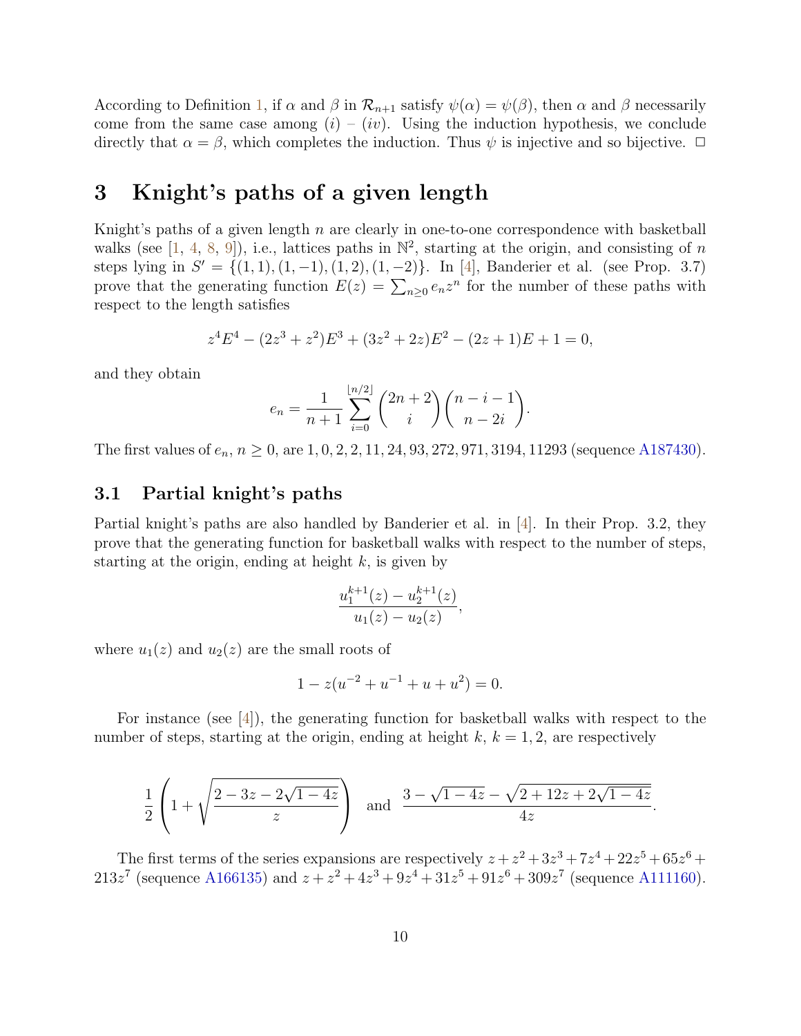According to Definition 1, if $\alpha$ and $\beta$ in $\mathcal{R}_{n+1}$ satisfy $\psi(\alpha) = \psi(\beta)$, then $\alpha$ and $\beta$ necessarily come from the same case among $(i)$ – $(iv)$. Using the induction hypothesis, we conclude directly that $\alpha = \beta$, which completes the induction. Thus $\psi$ is injective and so bijective. $\Box$

# 3 Knight's paths of a given length

Knight's paths of a given length $n$ are clearly in one-to-one correspondence with basketball walks (see [1, 4, 8, 9]), i.e., lattices paths in $\mathbb{N}^2$, starting at the origin, and consisting of $n$ steps lying in $S' = \{(1,1), (1,-1), (1,2), (1,-2)\}$. In [4], Banderier et al. (see Prop. 3.7) prove that the generating function $E(z) = \sum_{n\geq 0} e_n z^n$ for the number of these paths with respect to the length satisfies

$$z^4E^4 - (2z^3 + z^2)E^3 + (3z^2 + 2z)E^2 - (2z + 1)E + 1 = 0,$$

and they obtain

$$e_n = \frac{1}{n+1} \sum_{i=0}^{\lfloor n/2 \rfloor} \binom{2n+2}{i} \binom{n-i-1}{n-2i}.$$

The first values of $e_n$, $n \geq 0$, are $1, 0, 2, 2, 11, 24, 93, 272, 971, 3194, 11293$ (sequence A187430).

## 3.1 Partial knight's paths

Partial knight's paths are also handled by Banderier et al. in [4]. In their Prop. 3.2, they prove that the generating function for basketball walks with respect to the number of steps, starting at the origin, ending at height $k$, is given by

$$\frac{u_1^{k+1}(z) - u_2^{k+1}(z)}{u_1(z) - u_2(z)},$$

where $u_1(z)$ and $u_2(z)$ are the small roots of

$$1 - z(u^{-2} + u^{-1} + u + u^2) = 0.$$

For instance (see [4]), the generating function for basketball walks with respect to the number of steps, starting at the origin, ending at height $k$, $k = 1, 2$, are respectively

$$\frac{1}{2}\left(1 + \sqrt{\frac{2 - 3z - 2\sqrt{1-4z}}{z}}\right) \quad \text{and} \quad \frac{3 - \sqrt{1-4z} - \sqrt{2 + 12z + 2\sqrt{1-4z}}}{4z}.$$

The first terms of the series expansions are respectively $z + z^2 + 3z^3 + 7z^4 + 22z^5 + 65z^6 + 213z^7$ (sequence A166135) and $z + z^2 + 4z^3 + 9z^4 + 31z^5 + 91z^6 + 309z^7$ (sequence A111160).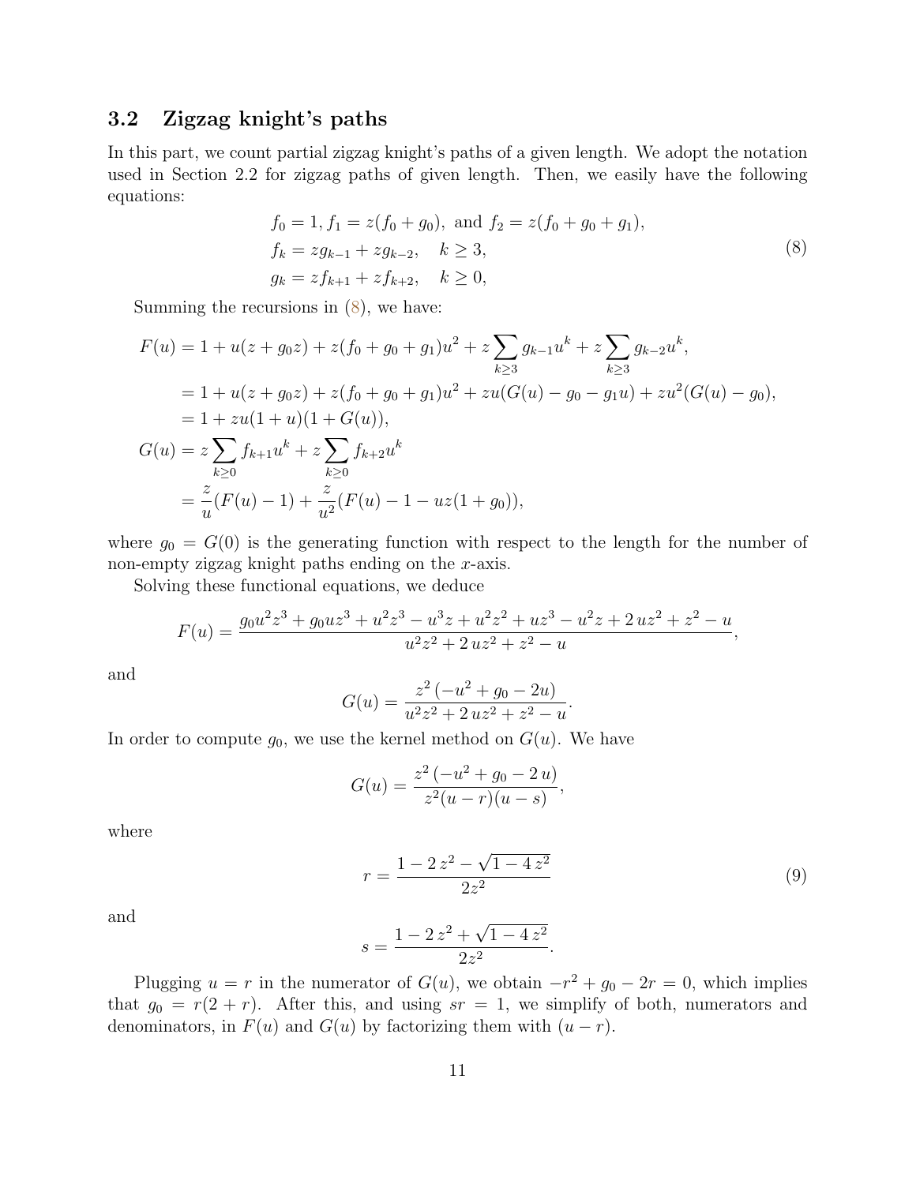### 3.2 Zigzag knight's paths

In this part, we count partial zigzag knight's paths of a given length. We adopt the notation used in Section 2.2 for zigzag paths of given length. Then, we easily have the following equations:

$$
\begin{aligned}
&f_0 = 1, f_1 = z(f_0 + g_0), \text{ and } f_2 = z(f_0 + g_0 + g_1),\\
&f_k = z g_{k-1} + z g_{k-2}, \quad k \geq 3,\\
&g_k = z f_{k+1} + z f_{k+2}, \quad k \geq 0,
\end{aligned}
\tag{8}
$$

Summing the recursions in (8), we have:

$$
\begin{aligned}
F(u) &= 1 + u(z + g_0 z) + z(f_0 + g_0 + g_1)u^2 + z\sum_{k\geq 3} g_{k-1}u^k + z\sum_{k\geq 3} g_{k-2}u^k,\\
&= 1 + u(z + g_0 z) + z(f_0 + g_0 + g_1)u^2 + zu(G(u) - g_0 - g_1 u) + zu^2(G(u) - g_0),\\
&= 1 + zu(1+u)(1 + G(u)),\\
G(u) &= z\sum_{k\geq 0} f_{k+1}u^k + z\sum_{k\geq 0} f_{k+2}u^k\\
&= \frac{z}{u}(F(u) - 1) + \frac{z}{u^2}(F(u) - 1 - uz(1 + g_0)),
\end{aligned}
$$

where $g_0 = G(0)$ is the generating function with respect to the length for the number of non-empty zigzag knight paths ending on the $x$-axis.

Solving these functional equations, we deduce

$$
F(u) = \frac{g_0u^2z^3 + g_0uz^3 + u^2z^3 - u^3z + u^2z^2 + uz^3 - u^2z + 2\,uz^2 + z^2 - u}{u^2z^2 + 2\,uz^2 + z^2 - u},
$$

and

$$
G(u) = \frac{z^2\left(-u^2 + g_0 - 2u\right)}{u^2z^2 + 2\,uz^2 + z^2 - u}.
$$

In order to compute $g_0$, we use the kernel method on $G(u)$. We have

$$
G(u) = \frac{z^2\left(-u^2 + g_0 - 2\,u\right)}{z^2(u - r)(u - s)},
$$

where

$$
r = \frac{1 - 2\,z^2 - \sqrt{1 - 4\,z^2}}{2z^2}
\tag{9}
$$

and

$$
s = \frac{1 - 2\,z^2 + \sqrt{1 - 4\,z^2}}{2z^2}.
$$

Plugging $u = r$ in the numerator of $G(u)$, we obtain $-r^2 + g_0 - 2r = 0$, which implies that $g_0 = r(2 + r)$. After this, and using $sr = 1$, we simplify of both, numerators and denominators, in $F(u)$ and $G(u)$ by factorizing them with $(u - r)$.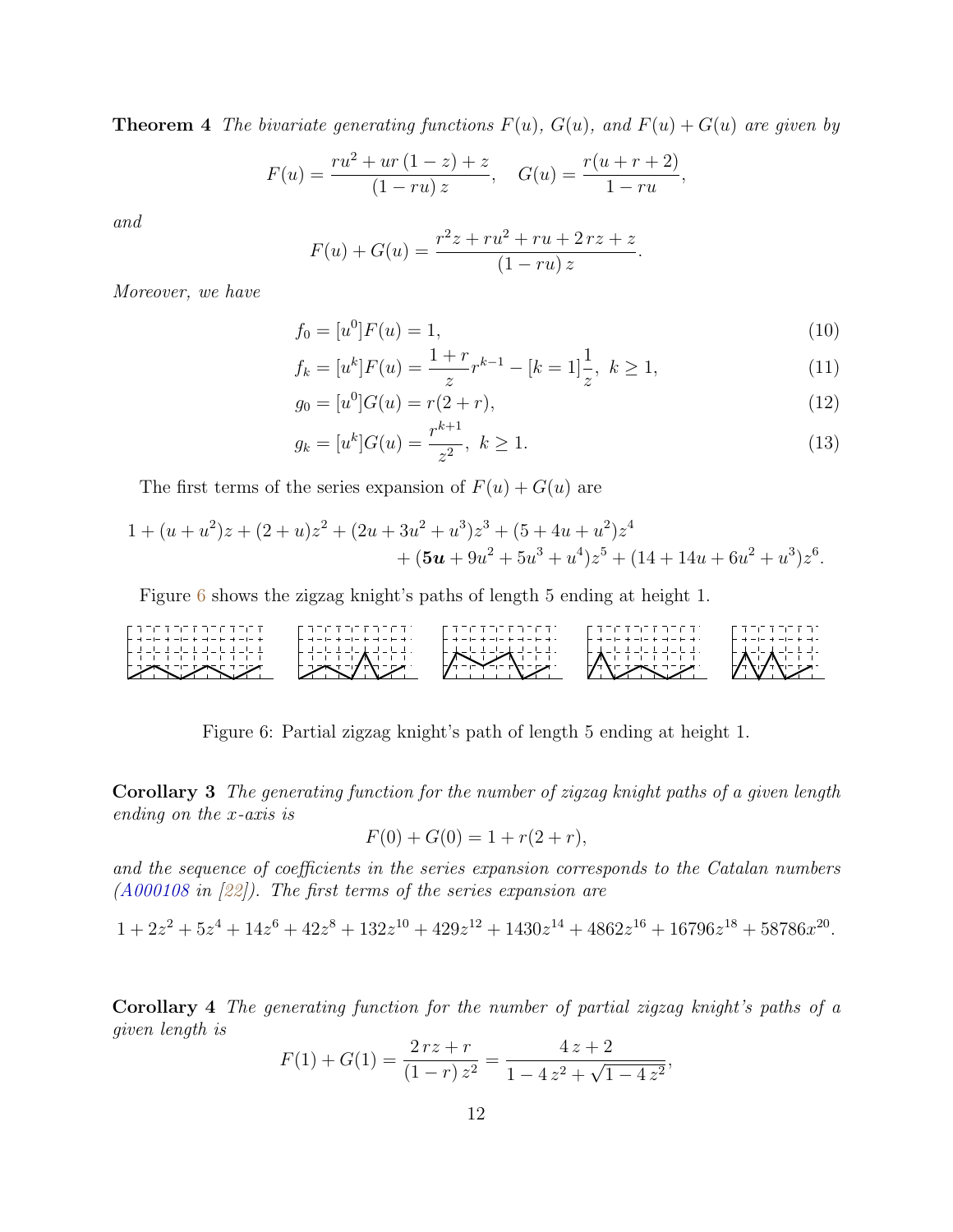**Theorem 4** *The bivariate generating functions $F(u)$, $G(u)$, and $F(u)+G(u)$ are given by*

$$F(u) = \frac{ru^2 + ur\,(1-z) + z}{(1-ru)\,z}, \quad G(u) = \frac{r(u+r+2)}{1-ru},$$

*and*

$$F(u)+G(u) = \frac{r^2 z + ru^2 + ru + 2\,rz + z}{(1-ru)\,z}.$$

*Moreover, we have*

$$f_0 = [u^0]F(u) = 1, \tag{10}$$

$$f_k = [u^k]F(u) = \frac{1+r}{z} r^{k-1} - [k=1]\frac{1}{z},\ k \geq 1, \tag{11}$$

$$g_0 = [u^0]G(u) = r(2+r), \tag{12}$$

$$g_k = [u^k]G(u) = \frac{r^{k+1}}{z^2},\ k \geq 1. \tag{13}$$

The first terms of the series expansion of $F(u)+G(u)$ are

$$1 + (u+u^2)z + (2+u)z^2 + (2u + 3u^2 + u^3)z^3 + (5 + 4u + u^2)z^4 + (\boldsymbol{5u} + 9u^2 + 5u^3 + u^4)z^5 + (14 + 14u + 6u^2 + u^3)z^6.$$

Figure 6 shows the zigzag knight's paths of length 5 ending at height 1.

Figure 6: Partial zigzag knight's path of length 5 ending at height 1.

**Corollary 3** *The generating function for the number of zigzag knight paths of a given length ending on the x-axis is*

$$F(0)+G(0) = 1 + r(2+r),$$

*and the sequence of coefficients in the series expansion corresponds to the Catalan numbers (A000108 in [22]). The first terms of the series expansion are*

$$1 + 2z^2 + 5z^4 + 14z^6 + 42z^8 + 132z^{10} + 429z^{12} + 1430z^{14} + 4862z^{16} + 16796z^{18} + 58786x^{20}.$$

**Corollary 4** *The generating function for the number of partial zigzag knight's paths of a given length is*

$$F(1)+G(1) = \frac{2\,rz + r}{(1-r)\,z^2} = \frac{4\,z+2}{1 - 4\,z^2 + \sqrt{1-4\,z^2}},$$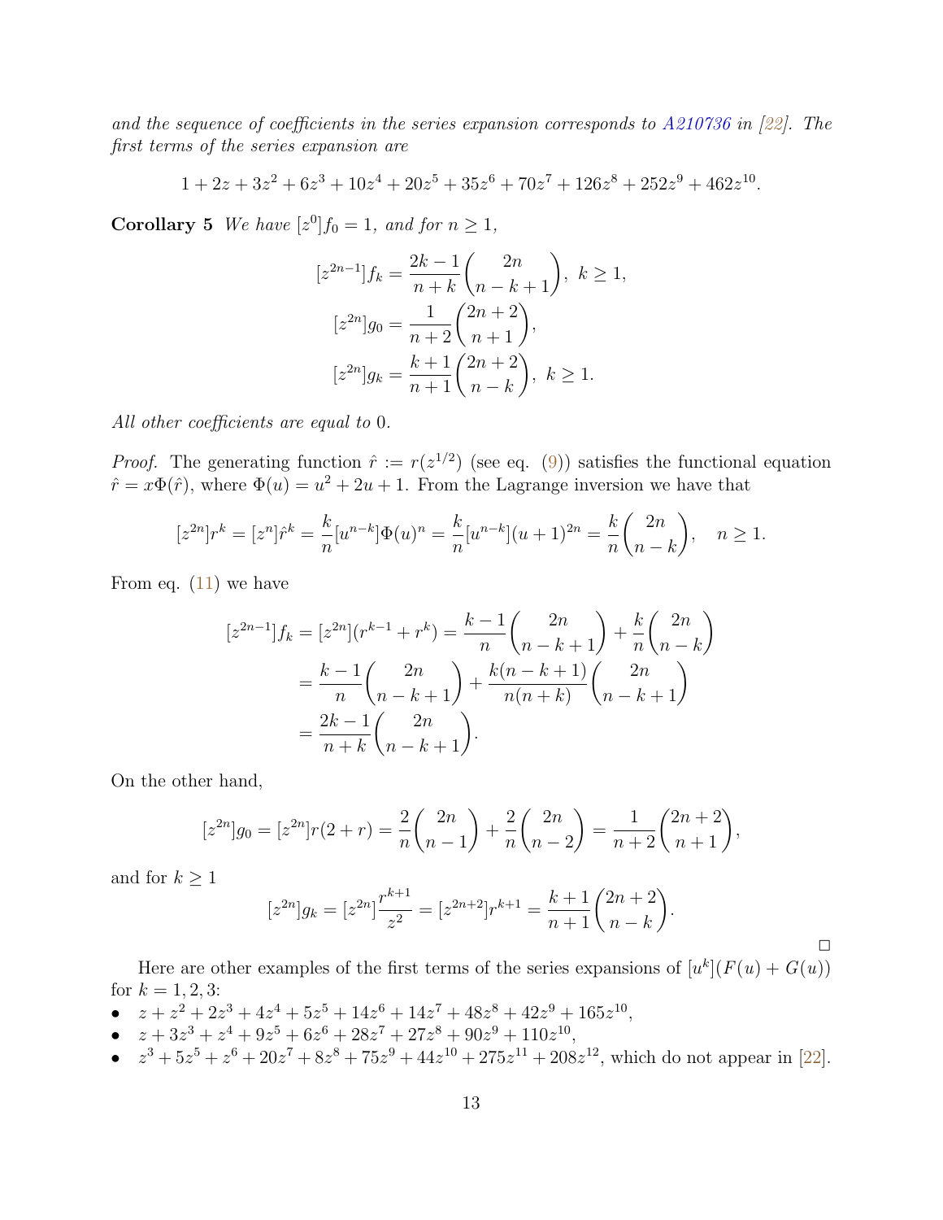*and the sequence of coefficients in the series expansion corresponds to A210736 in [22]. The first terms of the series expansion are*

$$1 + 2z + 3z^2 + 6z^3 + 10z^4 + 20z^5 + 35z^6 + 70z^7 + 126z^8 + 252z^9 + 462z^{10}.$$

**Corollary 5** *We have $[z^0]f_0 = 1$, and for $n \geq 1$,*

$$[z^{2n-1}]f_k = \frac{2k-1}{n+k}\binom{2n}{n-k+1}, \;\; k \geq 1,$$

$$[z^{2n}]g_0 = \frac{1}{n+2}\binom{2n+2}{n+1},$$

$$[z^{2n}]g_k = \frac{k+1}{n+1}\binom{2n+2}{n-k}, \;\; k \geq 1.$$

*All other coefficients are equal to* 0.

*Proof.* The generating function $\hat{r} := r(z^{1/2})$ (see eq. (9)) satisfies the functional equation $\hat{r} = x\Phi(\hat{r})$, where $\Phi(u) = u^2 + 2u + 1$. From the Lagrange inversion we have that

$$[z^{2n}]r^k = [z^n]\hat{r}^k = \frac{k}{n}[u^{n-k}]\Phi(u)^n = \frac{k}{n}[u^{n-k}](u+1)^{2n} = \frac{k}{n}\binom{2n}{n-k}, \quad n \geq 1.$$

From eq. (11) we have

$$\begin{aligned}
[z^{2n-1}]f_k = [z^{2n}](r^{k-1} + r^k) &= \frac{k-1}{n}\binom{2n}{n-k+1} + \frac{k}{n}\binom{2n}{n-k} \\
&= \frac{k-1}{n}\binom{2n}{n-k+1} + \frac{k(n-k+1)}{n(n+k)}\binom{2n}{n-k+1} \\
&= \frac{2k-1}{n+k}\binom{2n}{n-k+1}.
\end{aligned}$$

On the other hand,

$$[z^{2n}]g_0 = [z^{2n}]r(2+r) = \frac{2}{n}\binom{2n}{n-1} + \frac{2}{n}\binom{2n}{n-2} = \frac{1}{n+2}\binom{2n+2}{n+1},$$

and for $k \geq 1$

$$[z^{2n}]g_k = [z^{2n}]\frac{r^{k+1}}{z^2} = [z^{2n+2}]r^{k+1} = \frac{k+1}{n+1}\binom{2n+2}{n-k}.$$

□

Here are other examples of the first terms of the series expansions of $[u^k](F(u) + G(u))$ for $k = 1, 2, 3$:

- $z + z^2 + 2z^3 + 4z^4 + 5z^5 + 14z^6 + 14z^7 + 48z^8 + 42z^9 + 165z^{10}$,
- $z + 3z^3 + z^4 + 9z^5 + 6z^6 + 28z^7 + 27z^8 + 90z^9 + 110z^{10}$,
- $z^3 + 5z^5 + z^6 + 20z^7 + 8z^8 + 75z^9 + 44z^{10} + 275z^{11} + 208z^{12}$, which do not appear in [22].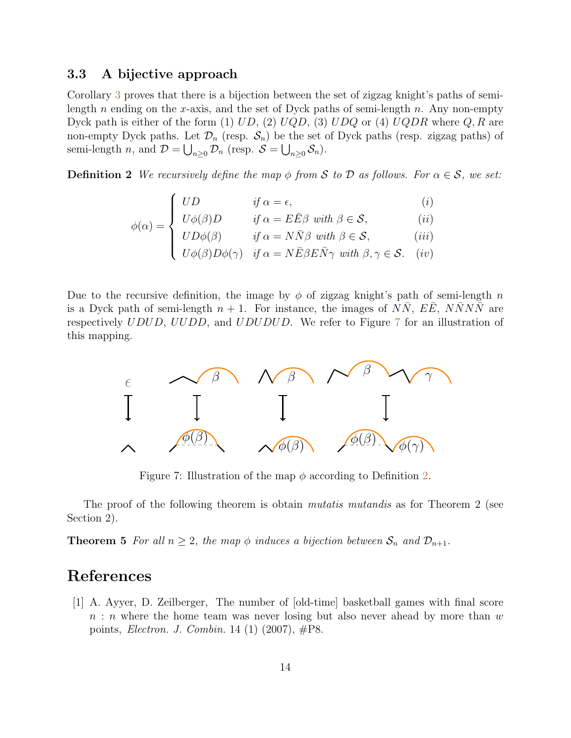### 3.3 A bijective approach

Corollary 3 proves that there is a bijection between the set of zigzag knight's paths of semi-length $n$ ending on the $x$-axis, and the set of Dyck paths of semi-length $n$. Any non-empty Dyck path is either of the form (1) $UD$, (2) $UQD$, (3) $UDQ$ or (4) $UQDR$ where $Q, R$ are non-empty Dyck paths. Let $\mathcal{D}_n$ (resp. $\mathcal{S}_n$) be the set of Dyck paths (resp. zigzag paths) of semi-length $n$, and $\mathcal{D} = \bigcup_{n\geq 0} \mathcal{D}_n$ (resp. $\mathcal{S} = \bigcup_{n\geq 0} \mathcal{S}_n$).

**Definition 2** *We recursively define the map $\phi$ from $\mathcal{S}$ to $\mathcal{D}$ as follows. For $\alpha \in \mathcal{S}$, we set:*

$$\phi(\alpha) = \begin{cases} UD & \text{if } \alpha = \epsilon, & (i) \\ U\phi(\beta)D & \text{if } \alpha = E\bar{E}\beta \text{ with } \beta \in \mathcal{S}, & (ii) \\ UD\phi(\beta) & \text{if } \alpha = N\bar{N}\beta \text{ with } \beta \in \mathcal{S}, & (iii) \\ U\phi(\beta)D\phi(\gamma) & \text{if } \alpha = N\bar{E}\beta E\bar{N}\gamma \text{ with } \beta, \gamma \in \mathcal{S}. & (iv) \end{cases}$$

Due to the recursive definition, the image by $\phi$ of zigzag knight's path of semi-length $n$ is a Dyck path of semi-length $n+1$. For instance, the images of $N\bar{N}$, $E\bar{E}$, $N\bar{N}N\bar{N}$ are respectively $UDUD$, $UUDD$, and $UDUDUD$. We refer to Figure 7 for an illustration of this mapping.

Figure 7: Illustration of the map $\phi$ according to Definition 2.

The proof of the following theorem is obtain *mutatis mutandis* as for Theorem 2 (see Section 2).

**Theorem 5** *For all $n \geq 2$, the map $\phi$ induces a bijection between $\mathcal{S}_n$ and $\mathcal{D}_{n+1}$.*

## References

[1] A. Ayyer, D. Zeilberger, The number of [old-time] basketball games with final score $n : n$ where the home team was never losing but also never ahead by more than $w$ points, *Electron. J. Combin.* 14 (1) (2007), #P8.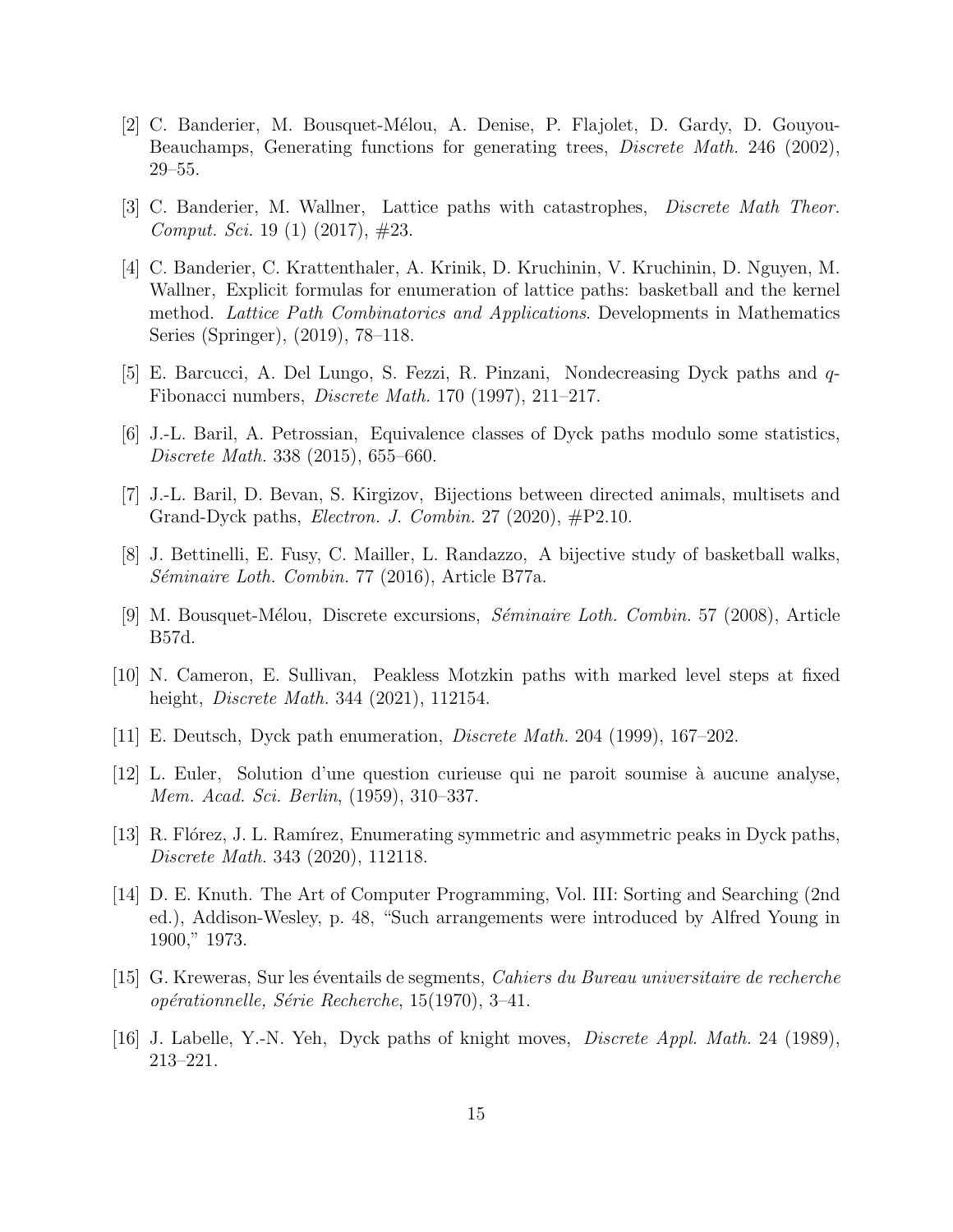[2] C. Banderier, M. Bousquet-Mélou, A. Denise, P. Flajolet, D. Gardy, D. Gouyou-Beauchamps, Generating functions for generating trees, *Discrete Math.* 246 (2002), 29–55.

[3] C. Banderier, M. Wallner, Lattice paths with catastrophes, *Discrete Math Theor. Comput. Sci.* 19 (1) (2017), #23.

[4] C. Banderier, C. Krattenthaler, A. Krinik, D. Kruchinin, V. Kruchinin, D. Nguyen, M. Wallner, Explicit formulas for enumeration of lattice paths: basketball and the kernel method. *Lattice Path Combinatorics and Applications*. Developments in Mathematics Series (Springer), (2019), 78–118.

[5] E. Barcucci, A. Del Lungo, S. Fezzi, R. Pinzani, Nondecreasing Dyck paths and $q$-Fibonacci numbers, *Discrete Math.* 170 (1997), 211–217.

[6] J.-L. Baril, A. Petrossian, Equivalence classes of Dyck paths modulo some statistics, *Discrete Math.* 338 (2015), 655–660.

[7] J.-L. Baril, D. Bevan, S. Kirgizov, Bijections between directed animals, multisets and Grand-Dyck paths, *Electron. J. Combin.* 27 (2020), #P2.10.

[8] J. Bettinelli, E. Fusy, C. Mailler, L. Randazzo, A bijective study of basketball walks, *Séminaire Loth. Combin.* 77 (2016), Article B77a.

[9] M. Bousquet-Mélou, Discrete excursions, *Séminaire Loth. Combin.* 57 (2008), Article B57d.

[10] N. Cameron, E. Sullivan, Peakless Motzkin paths with marked level steps at fixed height, *Discrete Math.* 344 (2021), 112154.

[11] E. Deutsch, Dyck path enumeration, *Discrete Math.* 204 (1999), 167–202.

[12] L. Euler, Solution d'une question curieuse qui ne paroit soumise à aucune analyse, *Mem. Acad. Sci. Berlin*, (1959), 310–337.

[13] R. Flórez, J. L. Ramírez, Enumerating symmetric and asymmetric peaks in Dyck paths, *Discrete Math.* 343 (2020), 112118.

[14] D. E. Knuth. The Art of Computer Programming, Vol. III: Sorting and Searching (2nd ed.), Addison-Wesley, p. 48, "Such arrangements were introduced by Alfred Young in 1900," 1973.

[15] G. Kreweras, Sur les éventails de segments, *Cahiers du Bureau universitaire de recherche opérationnelle, Série Recherche*, 15(1970), 3–41.

[16] J. Labelle, Y.-N. Yeh, Dyck paths of knight moves, *Discrete Appl. Math.* 24 (1989), 213–221.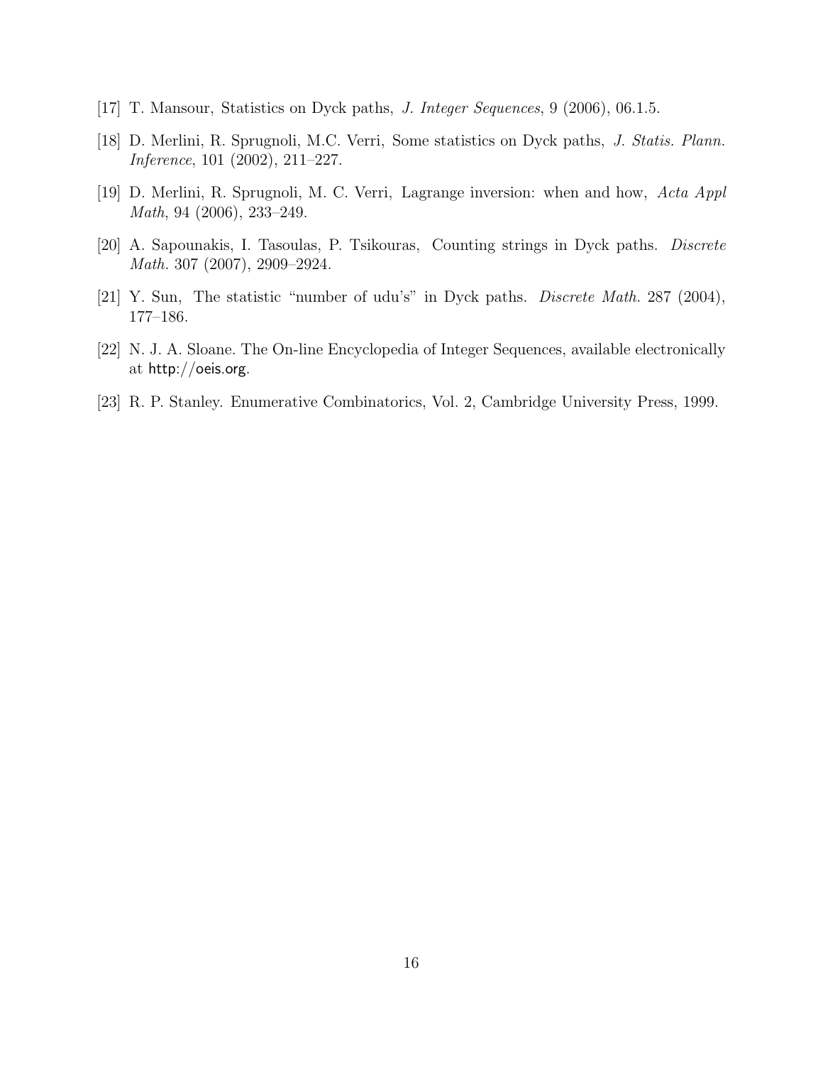[17] T. Mansour, Statistics on Dyck paths, *J. Integer Sequences*, 9 (2006), 06.1.5.

[18] D. Merlini, R. Sprugnoli, M.C. Verri, Some statistics on Dyck paths, *J. Statis. Plann. Inference*, 101 (2002), 211–227.

[19] D. Merlini, R. Sprugnoli, M. C. Verri, Lagrange inversion: when and how, *Acta Appl Math*, 94 (2006), 233–249.

[20] A. Sapounakis, I. Tasoulas, P. Tsikouras, Counting strings in Dyck paths. *Discrete Math.* 307 (2007), 2909–2924.

[21] Y. Sun, The statistic "number of udu's" in Dyck paths. *Discrete Math.* 287 (2004), 177–186.

[22] N. J. A. Sloane. The On-line Encyclopedia of Integer Sequences, available electronically at http://oeis.org.

[23] R. P. Stanley. Enumerative Combinatorics, Vol. 2, Cambridge University Press, 1999.